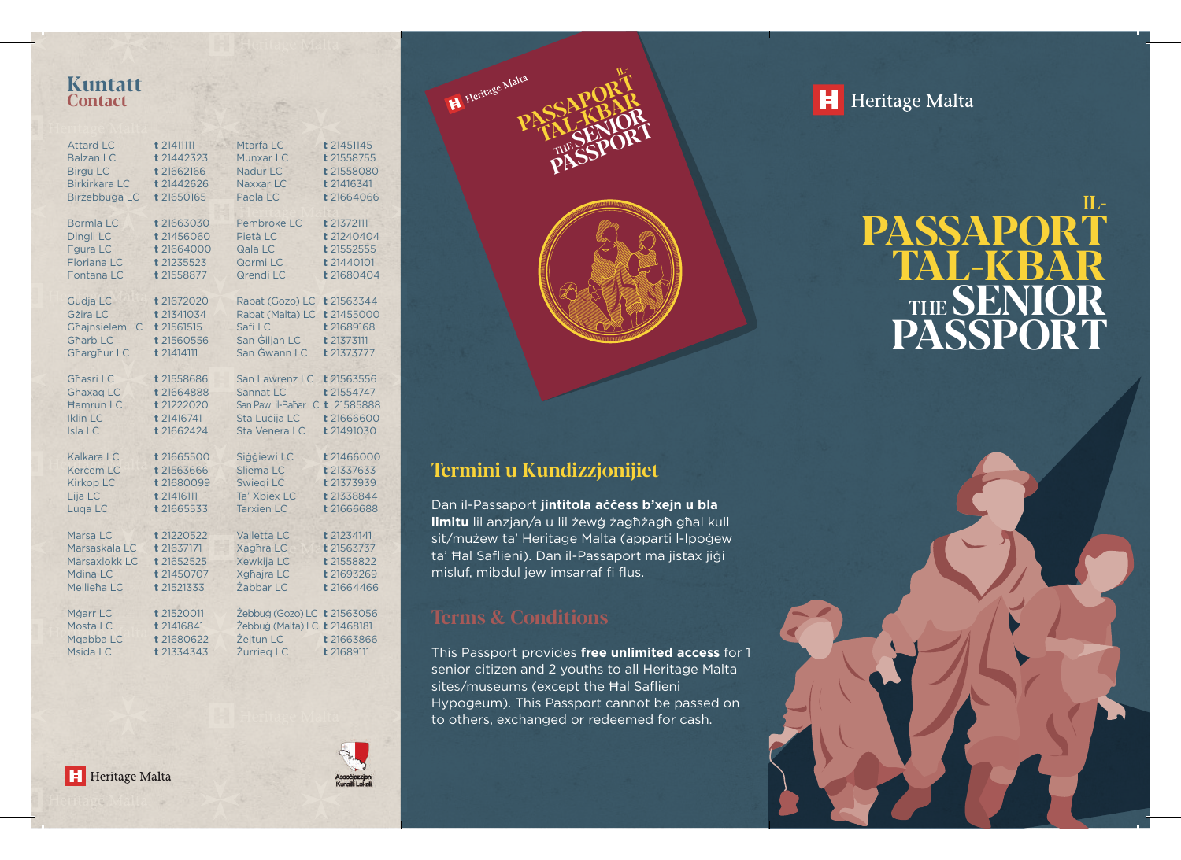# Kuntatt
## Contact

| | | | |
|---|---|---|---|
| Attard LC | t 21411111 | Mtarfa LC | t 21451145 |
| Balzan LC | t 21442323 | Munxar LC | t 21558755 |
| Birgu LC | t 21662166 | Nadur LC | t 21558080 |
| Birkirkara LC | t 21442626 | Naxxar LC | t 21416341 |
| Birżebbuġa LC | t 21650165 | Paola LC | t 21664066 |
| Bormla LC | t 21663030 | Pembroke LC | t 21372111 |
| Dingli LC | t 21456060 | Pietà LC | t 21240404 |
| Fgura LC | t 21664000 | Qala LC | t 21552555 |
| Floriana LC | t 21235523 | Qormi LC | t 21440101 |
| Fontana LC | t 21558877 | Qrendi LC | t 21680404 |
| Gudja LC | t 21672020 | Rabat (Gozo) LC | t 21563344 |
| Gżira LC | t 21341034 | Rabat (Malta) LC | t 21455000 |
| Għajnsielem LC | t 21561515 | Safi LC | t 21689168 |
| Għarb LC | t 21560556 | San Ġiljan LC | t 21373111 |
| Għargħur LC | t 21414111 | San Ġwann LC | t 21373777 |
| Għasri LC | t 21558686 | San Lawrenz LC | t 21563556 |
| Għaxaq LC | t 21664888 | Sannat LC | t 21554747 |
| Ħamrun LC | t 21222020 | San Pawl il-Baħar LC | t 21585888 |
| Iklin LC | t 21416741 | Sta Luċija LC | t 21666600 |
| Isla LC | t 21662424 | Sta Venera LC | t 21491030 |
| Kalkara LC | t 21665500 | Siġġiewi LC | t 21466000 |
| Kerċem LC | t 21563666 | Sliema LC | t 21337633 |
| Kirkop LC | t 21680099 | Swieqi LC | t 21373939 |
| Lija LC | t 21416111 | Ta' Xbiex LC | t 21338844 |
| Luqa LC | t 21665533 | Tarxien LC | t 21666688 |
| Marsa LC | t 21220522 | Valletta LC | t 21234141 |
| Marsaskala LC | t 21637171 | Xagħra LC | t 21563737 |
| Marsaxlokk LC | t 21652525 | Xewkija LC | t 21558822 |
| Mdina LC | t 21450707 | Xgħajra LC | t 21693269 |
| Mellieħa LC | t 21521333 | Żabbar LC | t 21664466 |
| Mġarr LC | t 21520011 | Żebbuġ (Gozo) LC | t 21563056 |
| Mosta LC | t 21416841 | Żebbuġ (Malta) LC | t 21468181 |
| Mqabba LC | t 21680622 | Żejtun LC | t 21663866 |
| Msida LC | t 21334343 | Żurrieq LC | t 21689111 |

Heritage Malta

Assoċjazzjoni Kunsilli Lokali

Heritage Malta

# IL-PASSAPORT TAL-KBAR
# THE SENIOR PASSPORT

## Termini u Kundizzjonijiet

Dan il-Passaport **jintitola aċċess b'xejn u bla limitu** lil anzjan/a u lil żewġ żagħżagħ għal kull sit/mużew ta' Heritage Malta (apparti l-Ipoġew ta' Ħal Saflieni). Dan il-Passaport ma jistax jiġi misluf, mibdul jew imsarraf fi flus.

## Terms & Conditions

This Passport provides **free unlimited access** for 1 senior citizen and 2 youths to all Heritage Malta sites/museums (except the Ħal Saflieni Hypogeum). This Passport cannot be passed on to others, exchanged or redeemed for cash.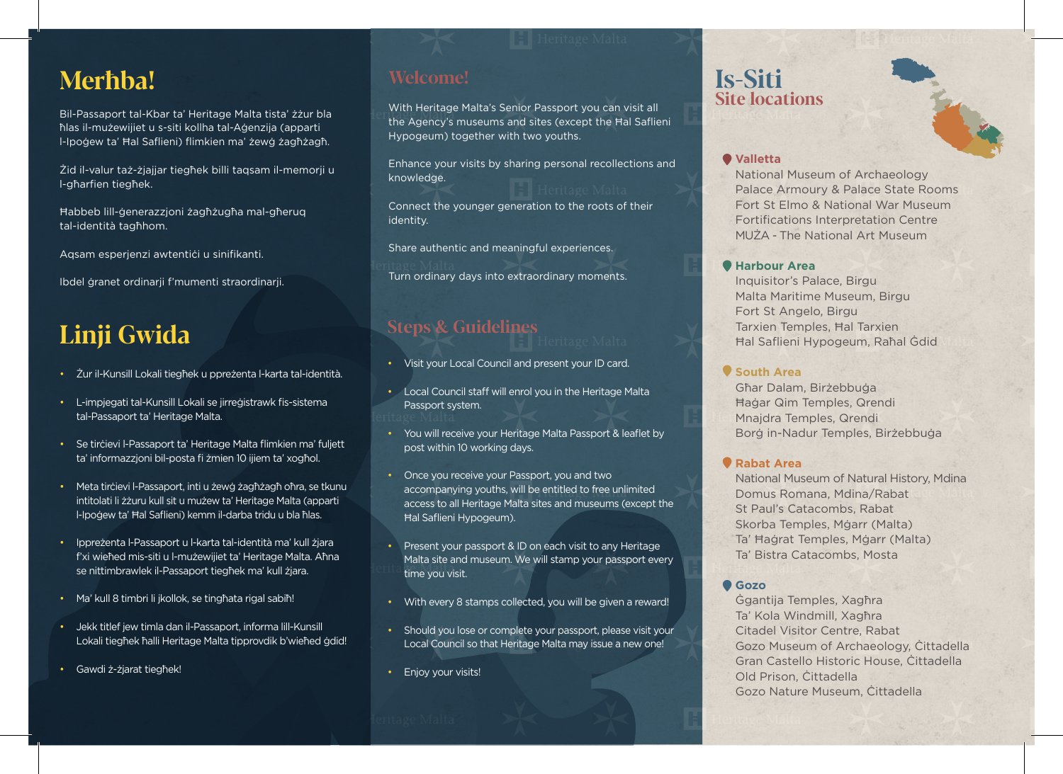# Merħba!

Bil-Passaport tal-Kbar ta' Heritage Malta tista' żżur bla ħlas il-mużewijiet u s-siti kollha tal-Aġenzija (apparti l-Ipoġew ta' Ħal Saflieni) flimkien ma' żewġ żagħżagħ.

Żid il-valur taż-żjajjar tiegħek billi taqsam il-memorji u l-għarfien tiegħek.

Ħabbeb lill-ġenerazzjoni żagħżugħa mal-għeruq tal-identità tagħhom.

Aqsam esperjenzi awtentiċi u sinifikanti.

Ibdel ġranet ordinarji f'mumenti straordinarji.

# Linji Gwida

- Żur il-Kunsill Lokali tiegħek u ppreżenta l-karta tal-identità.
- L-impjegati tal-Kunsill Lokali se jirreġistrawk fis-sistema tal-Passaport ta' Heritage Malta.
- Se tirċievi l-Passaport ta' Heritage Malta flimkien ma' fuljett ta' informazzjoni bil-posta fi żmien 10 ijiem ta' xogħol.
- Meta tirċievi l-Passaport, inti u żewġ żagħżagħ oħra, se tkunu intitolati li żżuru kull sit u mużew ta' Heritage Malta (apparti l-Ipoġew ta' Ħal Saflieni) kemm il-darba tridu u bla ħlas.
- Ippreżenta l-Passaport u l-karta tal-identità ma' kull żjara f'xi wieħed mis-siti u l-mużewijiet ta' Heritage Malta. Aħna se nittimbrawlek il-Passaport tiegħek ma' kull żjara.
- Ma' kull 8 timbri li jkollok, se tingħata rigal sabiħ!
- Jekk titlef jew timla dan il-Passaport, informa lill-Kunsill Lokali tiegħek ħalli Heritage Malta tipprovdik b'wieħed ġdid!
- Gawdi ż-żjarat tiegħek!

# Welcome!

With Heritage Malta's Senior Passport you can visit all the Agency's museums and sites (except the Ħal Saflieni Hypogeum) together with two youths.

Enhance your visits by sharing personal recollections and knowledge.

Connect the younger generation to the roots of their identity.

Share authentic and meaningful experiences.

Turn ordinary days into extraordinary moments.

# Steps & Guidelines

- Visit your Local Council and present your ID card.
- Local Council staff will enrol you in the Heritage Malta Passport system.
- You will receive your Heritage Malta Passport & leaflet by post within 10 working days.
- Once you receive your Passport, you and two accompanying youths, will be entitled to free unlimited access to all Heritage Malta sites and museums (except the Ħal Saflieni Hypogeum).
- Present your passport & ID on each visit to any Heritage Malta site and museum. We will stamp your passport every time you visit.
- With every 8 stamps collected, you will be given a reward!
- Should you lose or complete your passport, please visit your Local Council so that Heritage Malta may issue a new one!
- Enjoy your visits!

# Is-Siti
## Site locations

### Valletta
National Museum of Archaeology
Palace Armoury & Palace State Rooms
Fort St Elmo & National War Museum
Fortifications Interpretation Centre
MUŻA - The National Art Museum

### Harbour Area
Inquisitor's Palace, Birgu
Malta Maritime Museum, Birgu
Fort St Angelo, Birgu
Tarxien Temples, Ħal Tarxien
Ħal Saflieni Hypogeum, Raħal Ġdid

### South Area
Għar Dalam, Birżebbuġa
Ħaġar Qim Temples, Qrendi
Mnajdra Temples, Qrendi
Borġ in-Nadur Temples, Birżebbuġa

### Rabat Area
National Museum of Natural History, Mdina
Domus Romana, Mdina/Rabat
St Paul's Catacombs, Rabat
Skorba Temples, Mġarr (Malta)
Ta' Ħaġrat Temples, Mġarr (Malta)
Ta' Bistra Catacombs, Mosta

### Gozo
Ġgantija Temples, Xagħra
Ta' Kola Windmill, Xagħra
Citadel Visitor Centre, Rabat
Gozo Museum of Archaeology, Ċittadella
Gran Castello Historic House, Ċittadella
Old Prison, Ċittadella
Gozo Nature Museum, Ċittadella